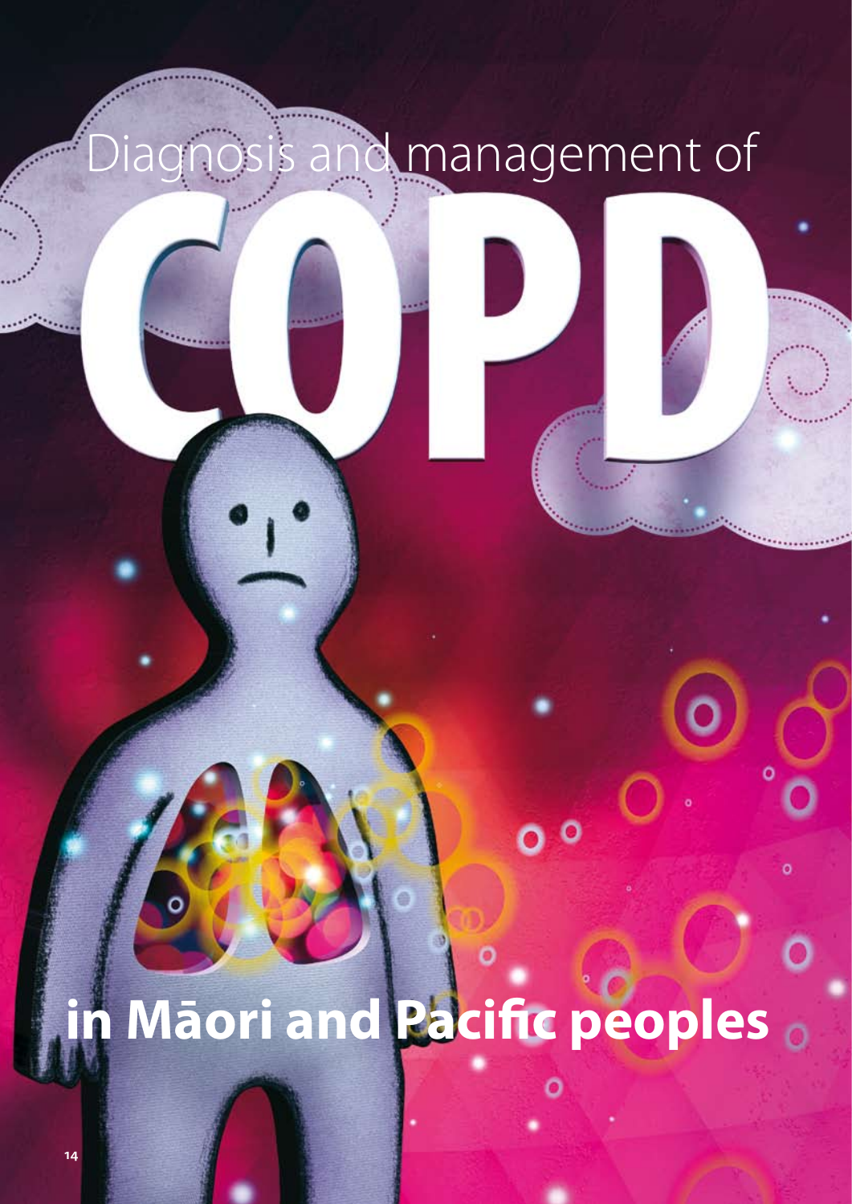# Diagnosis and management of COPD in Māori and Pacific peoples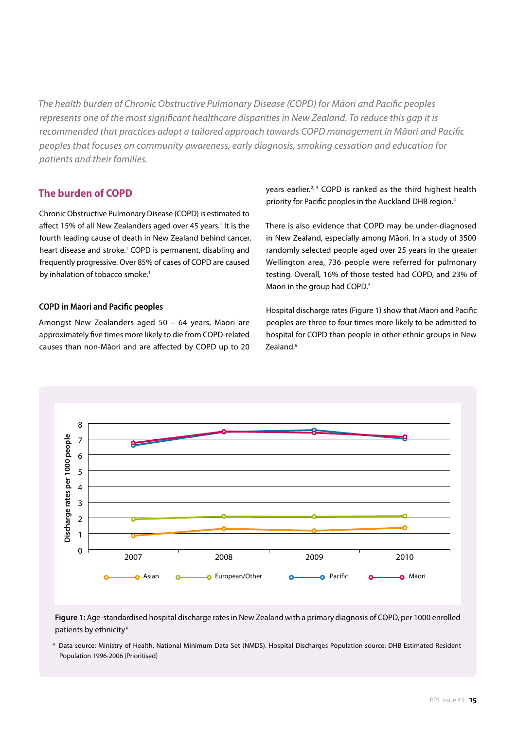*The health burden of Chronic Obstructive Pulmonary Disease (COPD) for Māori and Pacific peoples represents one of the most significant healthcare disparities in New Zealand. To reduce this gap it is recommended that practices adopt a tailored approach towards COPD management in Māori and Pacific peoples that focuses on community awareness, early diagnosis, smoking cessation and education for patients and their families.*

## The burden of COPD

Chronic Obstructive Pulmonary Disease (COPD) is estimated to affect 15% of all New Zealanders aged over 45 years.[1] It is the fourth leading cause of death in New Zealand behind cancer, heart disease and stroke.[1] COPD is permanent, disabling and frequently progressive. Over 85% of cases of COPD are caused by inhalation of tobacco smoke.[1]

### COPD in Māori and Pacific peoples

Amongst New Zealanders aged 50 – 64 years, Māori are approximately five times more likely to die from COPD-related causes than non-Māori and are affected by COPD up to 20 years earlier.[2, 3] COPD is ranked as the third highest health priority for Pacific peoples in the Auckland DHB region.[4]

There is also evidence that COPD may be under-diagnosed in New Zealand, especially among Māori. In a study of 3500 randomly selected people aged over 25 years in the greater Wellington area, 736 people were referred for pulmonary testing. Overall, 16% of those tested had COPD, and 23% of Māori in the group had COPD.[5]

Hospital discharge rates (Figure 1) show that Māori and Pacific peoples are three to four times more likely to be admitted to hospital for COPD than people in other ethnic groups in New Zealand.[6]

**Figure 1:** Age-standardised hospital discharge rates in New Zealand with a primary diagnosis of COPD, per 1000 enrolled patients by ethnicity*

\* Data source: Ministry of Health, National Minimum Data Set (NMDS). Hospital Discharges Population source: DHB Estimated Resident Population 1996-2006 (Prioritised)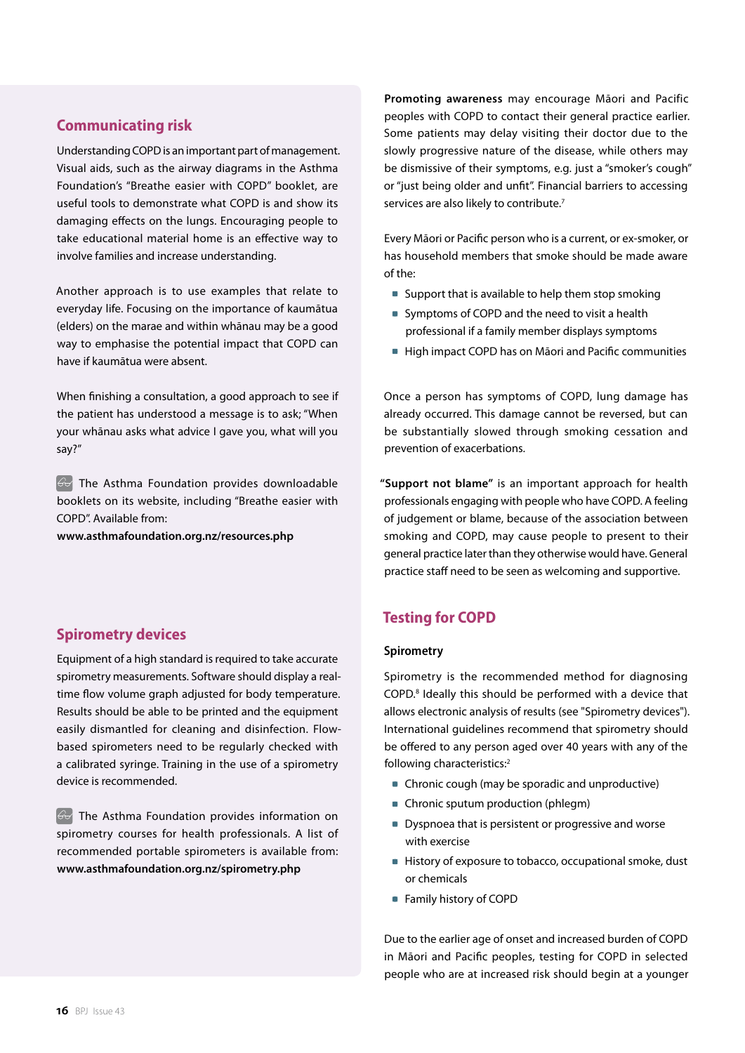## Communicating risk

Understanding COPD is an important part of management. Visual aids, such as the airway diagrams in the Asthma Foundation's "Breathe easier with COPD" booklet, are useful tools to demonstrate what COPD is and show its damaging effects on the lungs. Encouraging people to take educational material home is an effective way to involve families and increase understanding.

Another approach is to use examples that relate to everyday life. Focusing on the importance of kaumātua (elders) on the marae and within whānau may be a good way to emphasise the potential impact that COPD can have if kaumātua were absent.

When finishing a consultation, a good approach to see if the patient has understood a message is to ask; "When your whānau asks what advice I gave you, what will you say?"

The Asthma Foundation provides downloadable booklets on its website, including "Breathe easier with COPD". Available from: **www.asthmafoundation.org.nz/resources.php**

## Spirometry devices

Equipment of a high standard is required to take accurate spirometry measurements. Software should display a real-time flow volume graph adjusted for body temperature. Results should be able to be printed and the equipment easily dismantled for cleaning and disinfection. Flow-based spirometers need to be regularly checked with a calibrated syringe. Training in the use of a spirometry device is recommended.

The Asthma Foundation provides information on spirometry courses for health professionals. A list of recommended portable spirometers is available from: **www.asthmafoundation.org.nz/spirometry.php**

**Promoting awareness** may encourage Māori and Pacific peoples with COPD to contact their general practice earlier. Some patients may delay visiting their doctor due to the slowly progressive nature of the disease, while others may be dismissive of their symptoms, e.g. just a "smoker's cough" or "just being older and unfit". Financial barriers to accessing services are also likely to contribute.[7]

Every Māori or Pacific person who is a current, or ex-smoker, or has household members that smoke should be made aware of the:

- Support that is available to help them stop smoking
- Symptoms of COPD and the need to visit a health professional if a family member displays symptoms
- High impact COPD has on Māori and Pacific communities

Once a person has symptoms of COPD, lung damage has already occurred. This damage cannot be reversed, but can be substantially slowed through smoking cessation and prevention of exacerbations.

"**Support not blame**" is an important approach for health professionals engaging with people who have COPD. A feeling of judgement or blame, because of the association between smoking and COPD, may cause people to present to their general practice later than they otherwise would have. General practice staff need to be seen as welcoming and supportive.

## Testing for COPD

### Spirometry

Spirometry is the recommended method for diagnosing COPD.[8] Ideally this should be performed with a device that allows electronic analysis of results (see "Spirometry devices"). International guidelines recommend that spirometry should be offered to any person aged over 40 years with any of the following characteristics:[2]

- Chronic cough (may be sporadic and unproductive)
- Chronic sputum production (phlegm)
- Dyspnoea that is persistent or progressive and worse with exercise
- History of exposure to tobacco, occupational smoke, dust or chemicals
- Family history of COPD

Due to the earlier age of onset and increased burden of COPD in Māori and Pacific peoples, testing for COPD in selected people who are at increased risk should begin at a younger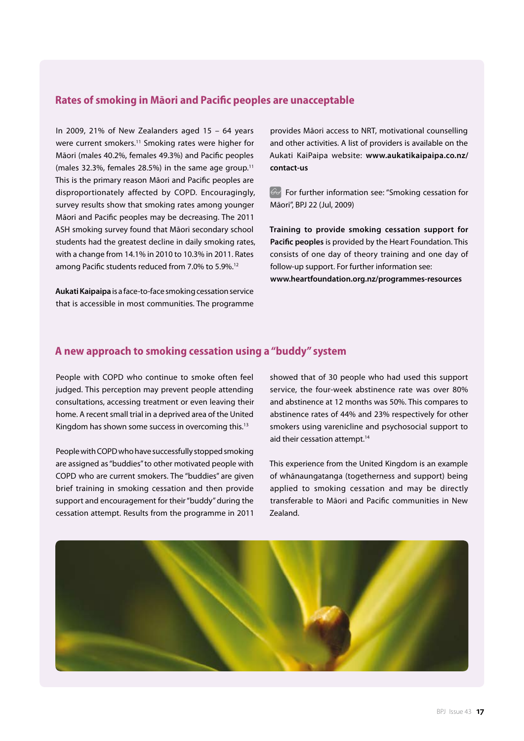## Rates of smoking in Māori and Pacific peoples are unacceptable

In 2009, 21% of New Zealanders aged 15 – 64 years were current smokers.[11] Smoking rates were higher for Māori (males 40.2%, females 49.3%) and Pacific peoples (males 32.3%, females 28.5%) in the same age group.[11] This is the primary reason Māori and Pacific peoples are disproportionately affected by COPD. Encouragingly, survey results show that smoking rates among younger Māori and Pacific peoples may be decreasing. The 2011 ASH smoking survey found that Māori secondary school students had the greatest decline in daily smoking rates, with a change from 14.1% in 2010 to 10.3% in 2011. Rates among Pacific students reduced from 7.0% to 5.9%.[12]

**Aukati Kaipaipa** is a face-to-face smoking cessation service that is accessible in most communities. The programme provides Māori access to NRT, motivational counselling and other activities. A list of providers is available on the Aukati KaiPaipa website: **www.aukatikaipaipa.co.nz/contact-us**

For further information see: "Smoking cessation for Māori", BPJ 22 (Jul, 2009)

**Training to provide smoking cessation support for Pacific peoples** is provided by the Heart Foundation. This consists of one day of theory training and one day of follow-up support. For further information see: **www.heartfoundation.org.nz/programmes-resources**

## A new approach to smoking cessation using a "buddy" system

People with COPD who continue to smoke often feel judged. This perception may prevent people attending consultations, accessing treatment or even leaving their home. A recent small trial in a deprived area of the United Kingdom has shown some success in overcoming this.[13]

People with COPD who have successfully stopped smoking are assigned as "buddies" to other motivated people with COPD who are current smokers. The "buddies" are given brief training in smoking cessation and then provide support and encouragement for their "buddy" during the cessation attempt. Results from the programme in 2011 showed that of 30 people who had used this support service, the four-week abstinence rate was over 80% and abstinence at 12 months was 50%. This compares to abstinence rates of 44% and 23% respectively for other smokers using varenicline and psychosocial support to aid their cessation attempt.[14]

This experience from the United Kingdom is an example of whānaungatanga (togetherness and support) being applied to smoking cessation and may be directly transferable to Māori and Pacific communities in New Zealand.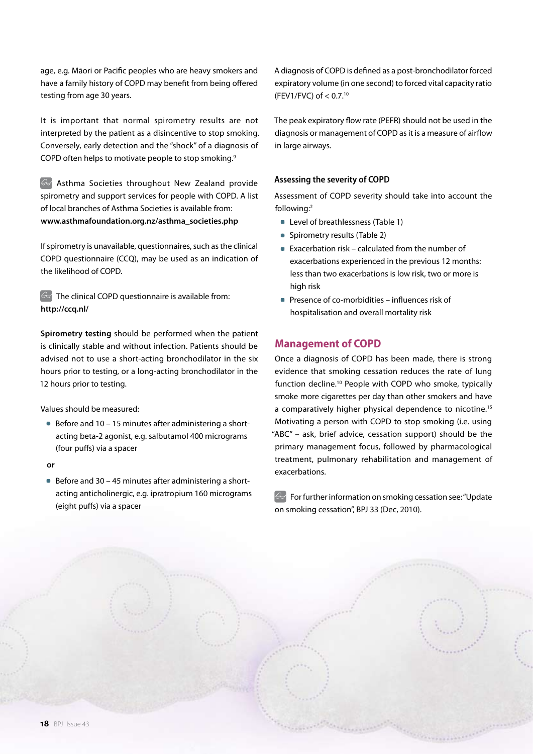age, e.g. Māori or Pacific peoples who are heavy smokers and have a family history of COPD may benefit from being offered testing from age 30 years.

It is important that normal spirometry results are not interpreted by the patient as a disincentive to stop smoking. Conversely, early detection and the "shock" of a diagnosis of COPD often helps to motivate people to stop smoking.[9]

Asthma Societies throughout New Zealand provide spirometry and support services for people with COPD. A list of local branches of Asthma Societies is available from: **www.asthmafoundation.org.nz/asthma_societies.php**

If spirometry is unavailable, questionnaires, such as the clinical COPD questionnaire (CCQ), may be used as an indication of the likelihood of COPD.

The clinical COPD questionnaire is available from: **http://ccq.nl/**

**Spirometry testing** should be performed when the patient is clinically stable and without infection. Patients should be advised not to use a short-acting bronchodilator in the six hours prior to testing, or a long-acting bronchodilator in the 12 hours prior to testing.

Values should be measured:

- Before and 10 – 15 minutes after administering a short-acting beta-2 agonist, e.g. salbutamol 400 micrograms (four puffs) via a spacer

**or**

- Before and 30 – 45 minutes after administering a short-acting anticholinergic, e.g. ipratropium 160 micrograms (eight puffs) via a spacer

A diagnosis of COPD is defined as a post-bronchodilator forced expiratory volume (in one second) to forced vital capacity ratio (FEV1/FVC) of < 0.7.[10]

The peak expiratory flow rate (PEFR) should not be used in the diagnosis or management of COPD as it is a measure of airflow in large airways.

### Assessing the severity of COPD

Assessment of COPD severity should take into account the following:[2]

- Level of breathlessness (Table 1)
- Spirometry results (Table 2)
- Exacerbation risk – calculated from the number of exacerbations experienced in the previous 12 months: less than two exacerbations is low risk, two or more is high risk
- Presence of co-morbidities – influences risk of hospitalisation and overall mortality risk

## Management of COPD

Once a diagnosis of COPD has been made, there is strong evidence that smoking cessation reduces the rate of lung function decline.[10] People with COPD who smoke, typically smoke more cigarettes per day than other smokers and have a comparatively higher physical dependence to nicotine.[15] Motivating a person with COPD to stop smoking (i.e. using "ABC" – ask, brief advice, cessation support) should be the primary management focus, followed by pharmacological treatment, pulmonary rehabilitation and management of exacerbations.

For further information on smoking cessation see: "Update on smoking cessation", BPJ 33 (Dec, 2010).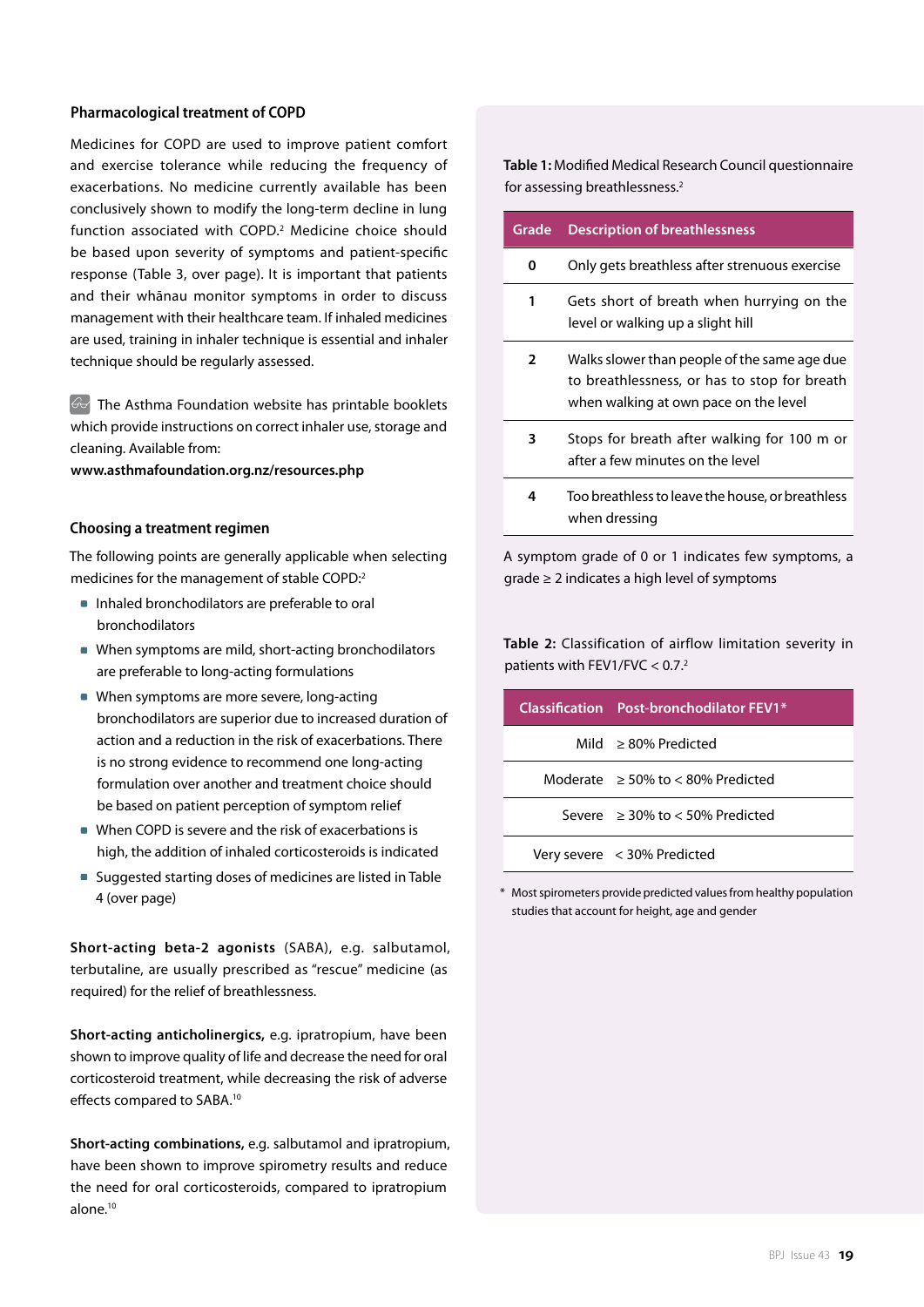## Pharmacological treatment of COPD

Medicines for COPD are used to improve patient comfort and exercise tolerance while reducing the frequency of exacerbations. No medicine currently available has been conclusively shown to modify the long-term decline in lung function associated with COPD.[2] Medicine choice should be based upon severity of symptoms and patient-specific response (Table 3, over page). It is important that patients and their whānau monitor symptoms in order to discuss management with their healthcare team. If inhaled medicines are used, training in inhaler technique is essential and inhaler technique should be regularly assessed.

The Asthma Foundation website has printable booklets which provide instructions on correct inhaler use, storage and cleaning. Available from:
**www.asthmafoundation.org.nz/resources.php**

## Choosing a treatment regimen

The following points are generally applicable when selecting medicines for the management of stable COPD:[2]

- Inhaled bronchodilators are preferable to oral bronchodilators
- When symptoms are mild, short-acting bronchodilators are preferable to long-acting formulations
- When symptoms are more severe, long-acting bronchodilators are superior due to increased duration of action and a reduction in the risk of exacerbations. There is no strong evidence to recommend one long-acting formulation over another and treatment choice should be based on patient perception of symptom relief
- When COPD is severe and the risk of exacerbations is high, the addition of inhaled corticosteroids is indicated
- Suggested starting doses of medicines are listed in Table 4 (over page)

**Short-acting beta-2 agonists** (SABA), e.g. salbutamol, terbutaline, are usually prescribed as "rescue" medicine (as required) for the relief of breathlessness.

**Short-acting anticholinergics,** e.g. ipratropium, have been shown to improve quality of life and decrease the need for oral corticosteroid treatment, while decreasing the risk of adverse effects compared to SABA.[10]

**Short-acting combinations,** e.g. salbutamol and ipratropium, have been shown to improve spirometry results and reduce the need for oral corticosteroids, compared to ipratropium alone.[10]

**Table 1:** Modified Medical Research Council questionnaire for assessing breathlessness.[2]

| Grade | Description of breathlessness |
|---|---|
| 0 | Only gets breathless after strenuous exercise |
| 1 | Gets short of breath when hurrying on the level or walking up a slight hill |
| 2 | Walks slower than people of the same age due to breathlessness, or has to stop for breath when walking at own pace on the level |
| 3 | Stops for breath after walking for 100 m or after a few minutes on the level |
| 4 | Too breathless to leave the house, or breathless when dressing |

A symptom grade of 0 or 1 indicates few symptoms, a grade ≥ 2 indicates a high level of symptoms

**Table 2:** Classification of airflow limitation severity in patients with FEV1/FVC < 0.7.[2]

| Classification | Post-bronchodilator FEV1* |
|---|---|
| Mild | ≥ 80% Predicted |
| Moderate | ≥ 50% to < 80% Predicted |
| Severe | ≥ 30% to < 50% Predicted |
| Very severe | < 30% Predicted |

\* Most spirometers provide predicted values from healthy population studies that account for height, age and gender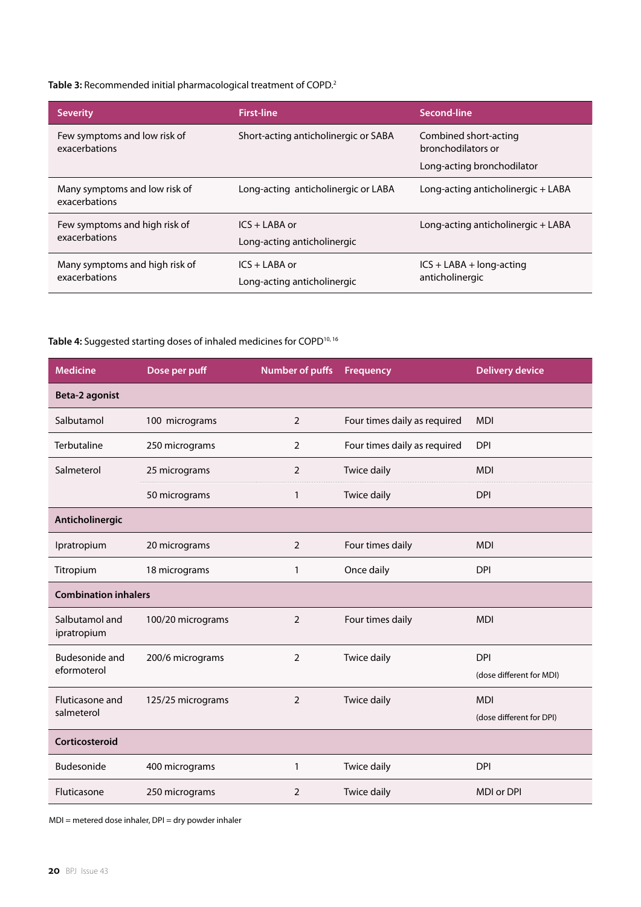**Table 3:** Recommended initial pharmacological treatment of COPD.[2]

| Severity | First-line | Second-line |
|---|---|---|
| Few symptoms and low risk of exacerbations | Short-acting anticholinergic or SABA | Combined short-acting bronchodilators or<br>Long-acting bronchodilator |
| Many symptoms and low risk of exacerbations | Long-acting anticholinergic or LABA | Long-acting anticholinergic + LABA |
| Few symptoms and high risk of exacerbations | ICS + LABA or<br>Long-acting anticholinergic | Long-acting anticholinergic + LABA |
| Many symptoms and high risk of exacerbations | ICS + LABA or<br>Long-acting anticholinergic | ICS + LABA + long-acting anticholinergic |

**Table 4:** Suggested starting doses of inhaled medicines for COPD[10, 16]

| Medicine | Dose per puff | Number of puffs | Frequency | Delivery device |
|---|---|---|---|---|
| **Beta-2 agonist** | | | | |
| Salbutamol | 100 micrograms | 2 | Four times daily as required | MDI |
| Terbutaline | 250 micrograms | 2 | Four times daily as required | DPI |
| Salmeterol | 25 micrograms | 2 | Twice daily | MDI |
| | 50 micrograms | 1 | Twice daily | DPI |
| **Anticholinergic** | | | | |
| Ipratropium | 20 micrograms | 2 | Four times daily | MDI |
| Titropium | 18 micrograms | 1 | Once daily | DPI |
| **Combination inhalers** | | | | |
| Salbutamol and ipratropium | 100/20 micrograms | 2 | Four times daily | MDI |
| Budesonide and eformoterol | 200/6 micrograms | 2 | Twice daily | DPI<br>(dose different for MDI) |
| Fluticasone and salmeterol | 125/25 micrograms | 2 | Twice daily | MDI<br>(dose different for DPI) |
| **Corticosteroid** | | | | |
| Budesonide | 400 micrograms | 1 | Twice daily | DPI |
| Fluticasone | 250 micrograms | 2 | Twice daily | MDI or DPI |

MDI = metered dose inhaler, DPI = dry powder inhaler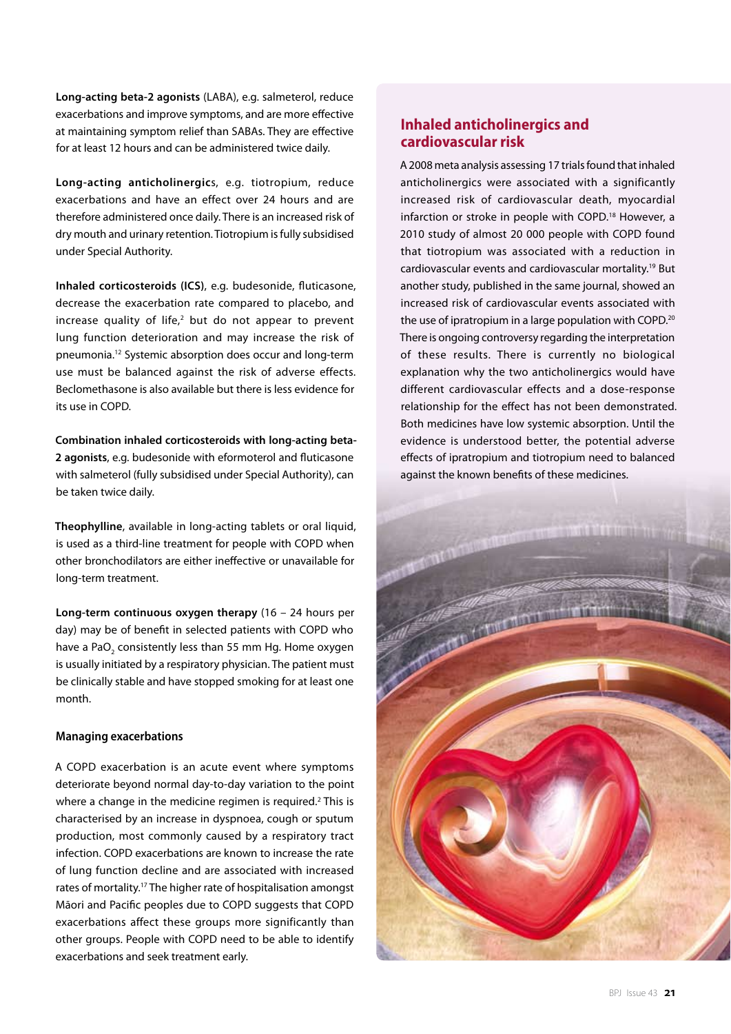**Long-acting beta-2 agonists** (LABA), e.g. salmeterol, reduce exacerbations and improve symptoms, and are more effective at maintaining symptom relief than SABAs. They are effective for at least 12 hours and can be administered twice daily.

**Long-acting anticholinergic**s, e.g. tiotropium, reduce exacerbations and have an effect over 24 hours and are therefore administered once daily. There is an increased risk of dry mouth and urinary retention. Tiotropium is fully subsidised under Special Authority.

**Inhaled corticosteroids (ICS)**, e.g. budesonide, fluticasone, decrease the exacerbation rate compared to placebo, and increase quality of life,[2] but do not appear to prevent lung function deterioration and may increase the risk of pneumonia.[12] Systemic absorption does occur and long-term use must be balanced against the risk of adverse effects. Beclomethasone is also available but there is less evidence for its use in COPD.

**Combination inhaled corticosteroids with long-acting beta-2 agonists**, e.g. budesonide with eformoterol and fluticasone with salmeterol (fully subsidised under Special Authority), can be taken twice daily.

**Theophylline**, available in long-acting tablets or oral liquid, is used as a third-line treatment for people with COPD when other bronchodilators are either ineffective or unavailable for long-term treatment.

**Long-term continuous oxygen therapy** (16 – 24 hours per day) may be of benefit in selected patients with COPD who have a $PaO_2$ consistently less than 55 mm Hg. Home oxygen is usually initiated by a respiratory physician. The patient must be clinically stable and have stopped smoking for at least one month.

### Managing exacerbations

A COPD exacerbation is an acute event where symptoms deteriorate beyond normal day-to-day variation to the point where a change in the medicine regimen is required.[2] This is characterised by an increase in dyspnoea, cough or sputum production, most commonly caused by a respiratory tract infection. COPD exacerbations are known to increase the rate of lung function decline and are associated with increased rates of mortality.[17] The higher rate of hospitalisation amongst Māori and Pacific peoples due to COPD suggests that COPD exacerbations affect these groups more significantly than other groups. People with COPD need to be able to identify exacerbations and seek treatment early.

## Inhaled anticholinergics and cardiovascular risk

A 2008 meta analysis assessing 17 trials found that inhaled anticholinergics were associated with a significantly increased risk of cardiovascular death, myocardial infarction or stroke in people with COPD.[18] However, a 2010 study of almost 20 000 people with COPD found that tiotropium was associated with a reduction in cardiovascular events and cardiovascular mortality.[19] But another study, published in the same journal, showed an increased risk of cardiovascular events associated with the use of ipratropium in a large population with COPD.[20] There is ongoing controversy regarding the interpretation of these results. There is currently no biological explanation why the two anticholinergics would have different cardiovascular effects and a dose-response relationship for the effect has not been demonstrated. Both medicines have low systemic absorption. Until the evidence is understood better, the potential adverse effects of ipratropium and tiotropium need to balanced against the known benefits of these medicines.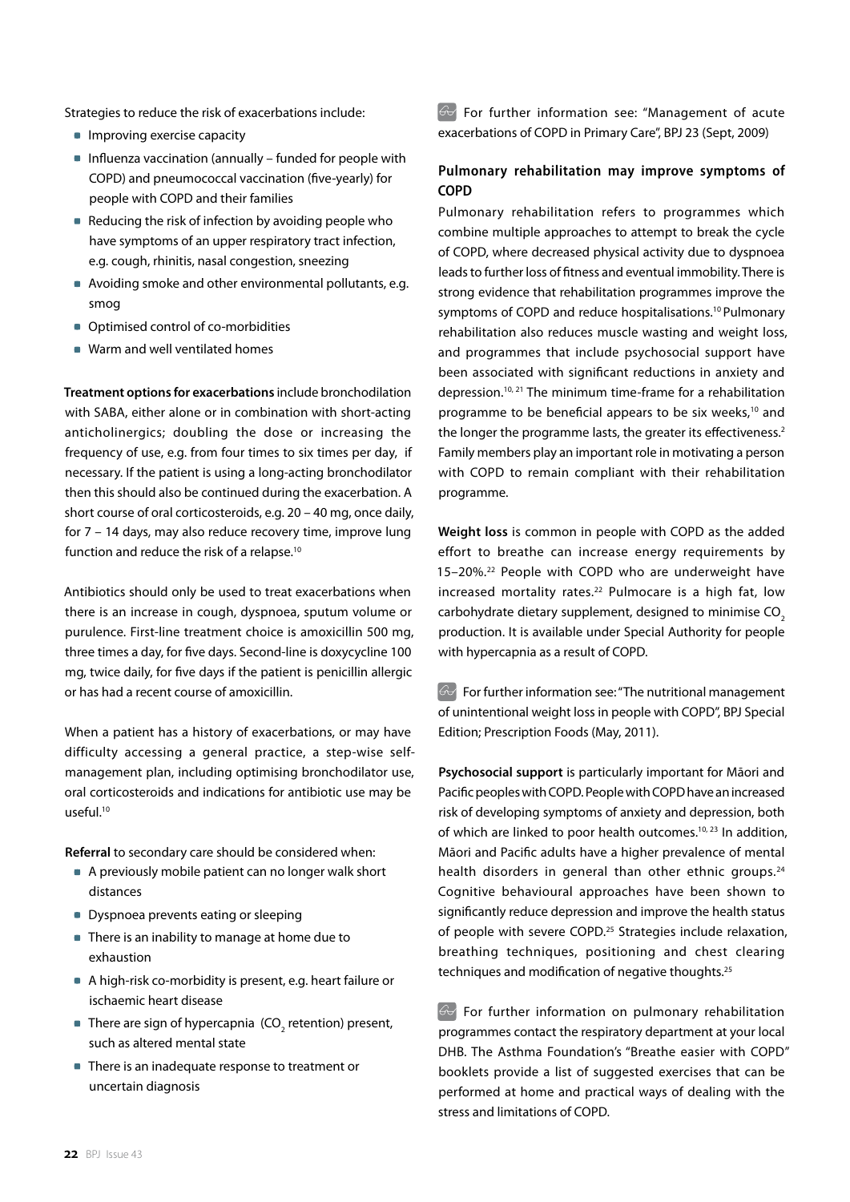Strategies to reduce the risk of exacerbations include:

- Improving exercise capacity
- Influenza vaccination (annually – funded for people with COPD) and pneumococcal vaccination (five-yearly) for people with COPD and their families
- Reducing the risk of infection by avoiding people who have symptoms of an upper respiratory tract infection, e.g. cough, rhinitis, nasal congestion, sneezing
- Avoiding smoke and other environmental pollutants, e.g. smog
- Optimised control of co-morbidities
- Warm and well ventilated homes

**Treatment options for exacerbations** include bronchodilation with SABA, either alone or in combination with short-acting anticholinergics; doubling the dose or increasing the frequency of use, e.g. from four times to six times per day, if necessary. If the patient is using a long-acting bronchodilator then this should also be continued during the exacerbation. A short course of oral corticosteroids, e.g. 20 – 40 mg, once daily, for 7 – 14 days, may also reduce recovery time, improve lung function and reduce the risk of a relapse.[10]

Antibiotics should only be used to treat exacerbations when there is an increase in cough, dyspnoea, sputum volume or purulence. First-line treatment choice is amoxicillin 500 mg, three times a day, for five days. Second-line is doxycycline 100 mg, twice daily, for five days if the patient is penicillin allergic or has had a recent course of amoxicillin.

When a patient has a history of exacerbations, or may have difficulty accessing a general practice, a step-wise self-management plan, including optimising bronchodilator use, oral corticosteroids and indications for antibiotic use may be useful.[10]

**Referral** to secondary care should be considered when:

- A previously mobile patient can no longer walk short distances
- Dyspnoea prevents eating or sleeping
- There is an inability to manage at home due to exhaustion
- A high-risk co-morbidity is present, e.g. heart failure or ischaemic heart disease
- There are sign of hypercapnia ($CO_2$ retention) present, such as altered mental state
- There is an inadequate response to treatment or uncertain diagnosis

For further information see: "Management of acute exacerbations of COPD in Primary Care", BPJ 23 (Sept, 2009)

### Pulmonary rehabilitation may improve symptoms of COPD

Pulmonary rehabilitation refers to programmes which combine multiple approaches to attempt to break the cycle of COPD, where decreased physical activity due to dyspnoea leads to further loss of fitness and eventual immobility. There is strong evidence that rehabilitation programmes improve the symptoms of COPD and reduce hospitalisations.[10] Pulmonary rehabilitation also reduces muscle wasting and weight loss, and programmes that include psychosocial support have been associated with significant reductions in anxiety and depression.[10, 21] The minimum time-frame for a rehabilitation programme to be beneficial appears to be six weeks,[10] and the longer the programme lasts, the greater its effectiveness.[2] Family members play an important role in motivating a person with COPD to remain compliant with their rehabilitation programme.

**Weight loss** is common in people with COPD as the added effort to breathe can increase energy requirements by 15–20%.[22] People with COPD who are underweight have increased mortality rates.[22] Pulmocare is a high fat, low carbohydrate dietary supplement, designed to minimise $CO_2$ production. It is available under Special Authority for people with hypercapnia as a result of COPD.

For further information see: "The nutritional management of unintentional weight loss in people with COPD", BPJ Special Edition; Prescription Foods (May, 2011).

**Psychosocial support** is particularly important for Māori and Pacific peoples with COPD. People with COPD have an increased risk of developing symptoms of anxiety and depression, both of which are linked to poor health outcomes.[10, 23] In addition, Māori and Pacific adults have a higher prevalence of mental health disorders in general than other ethnic groups.[24] Cognitive behavioural approaches have been shown to significantly reduce depression and improve the health status of people with severe COPD.[25] Strategies include relaxation, breathing techniques, positioning and chest clearing techniques and modification of negative thoughts.[25]

For further information on pulmonary rehabilitation programmes contact the respiratory department at your local DHB. The Asthma Foundation's "Breathe easier with COPD" booklets provide a list of suggested exercises that can be performed at home and practical ways of dealing with the stress and limitations of COPD.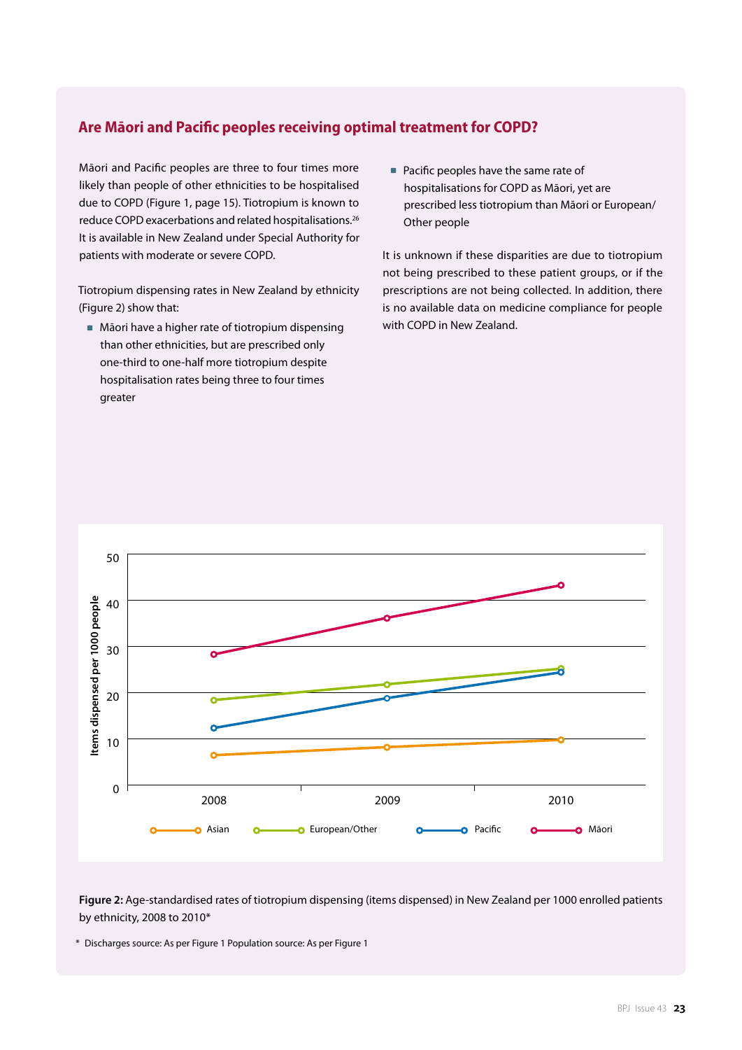## Are Māori and Pacific peoples receiving optimal treatment for COPD?

Māori and Pacific peoples are three to four times more likely than people of other ethnicities to be hospitalised due to COPD (Figure 1, page 15). Tiotropium is known to reduce COPD exacerbations and related hospitalisations.[26] It is available in New Zealand under Special Authority for patients with moderate or severe COPD.

Tiotropium dispensing rates in New Zealand by ethnicity (Figure 2) show that:

- Māori have a higher rate of tiotropium dispensing than other ethnicities, but are prescribed only one-third to one-half more tiotropium despite hospitalisation rates being three to four times greater
- Pacific peoples have the same rate of hospitalisations for COPD as Māori, yet are prescribed less tiotropium than Māori or European/Other people

It is unknown if these disparities are due to tiotropium not being prescribed to these patient groups, or if the prescriptions are not being collected. In addition, there is no available data on medicine compliance for people with COPD in New Zealand.

**Figure 2:** Age-standardised rates of tiotropium dispensing (items dispensed) in New Zealand per 1000 enrolled patients by ethnicity, 2008 to 2010*

\* Discharges source: As per Figure 1 Population source: As per Figure 1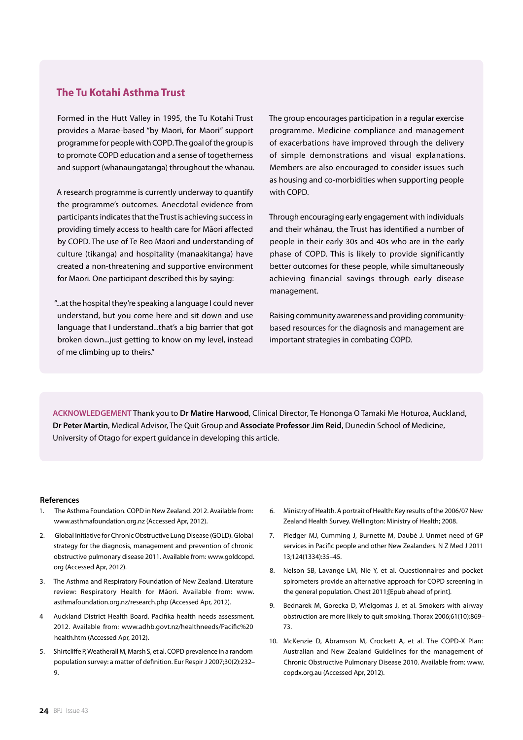## The Tu Kotahi Asthma Trust

Formed in the Hutt Valley in 1995, the Tu Kotahi Trust provides a Marae-based "by Māori, for Māori" support programme for people with COPD. The goal of the group is to promote COPD education and a sense of togetherness and support (whānaungatanga) throughout the whānau.

A research programme is currently underway to quantify the programme's outcomes. Anecdotal evidence from participants indicates that the Trust is achieving success in providing timely access to health care for Māori affected by COPD. The use of Te Reo Māori and understanding of culture (tikanga) and hospitality (manaakitanga) have created a non-threatening and supportive environment for Māori. One participant described this by saying:

"...at the hospital they're speaking a language I could never understand, but you come here and sit down and use language that I understand...that's a big barrier that got broken down...just getting to know on my level, instead of me climbing up to theirs."

The group encourages participation in a regular exercise programme. Medicine compliance and management of exacerbations have improved through the delivery of simple demonstrations and visual explanations. Members are also encouraged to consider issues such as housing and co-morbidities when supporting people with COPD.

Through encouraging early engagement with individuals and their whānau, the Trust has identified a number of people in their early 30s and 40s who are in the early phase of COPD. This is likely to provide significantly better outcomes for these people, while simultaneously achieving financial savings through early disease management.

Raising community awareness and providing community-based resources for the diagnosis and management are important strategies in combating COPD.

**ACKNOWLEDGEMENT** Thank you to **Dr Matire Harwood**, Clinical Director, Te Hononga O Tamaki Me Hoturoa, Auckland, **Dr Peter Martin**, Medical Advisor, The Quit Group and **Associate Professor Jim Reid**, Dunedin School of Medicine, University of Otago for expert guidance in developing this article.

### References

1. The Asthma Foundation. COPD in New Zealand. 2012. Available from: www.asthmafoundation.org.nz (Accessed Apr, 2012).
2. Global Initiative for Chronic Obstructive Lung Disease (GOLD). Global strategy for the diagnosis, management and prevention of chronic obstructive pulmonary disease 2011. Available from: www.goldcopd.org (Accessed Apr, 2012).
3. The Asthma and Respiratory Foundation of New Zealand. Literature review: Respiratory Health for Māori. Available from: www.asthmafoundation.org.nz/research.php (Accessed Apr, 2012).
4. Auckland District Health Board. Pacifika health needs assessment. 2012. Available from: www.adhb.govt.nz/healthneeds/Pacific%20health.htm (Accessed Apr, 2012).
5. Shirtcliffe P, Weatherall M, Marsh S, et al. COPD prevalence in a random population survey: a matter of definition. Eur Respir J 2007;30(2):232–9.
6. Ministry of Health. A portrait of Health: Key results of the 2006/07 New Zealand Health Survey. Wellington: Ministry of Health; 2008.
7. Pledger MJ, Cumming J, Burnette M, Daubé J. Unmet need of GP services in Pacific people and other New Zealanders. N Z Med J 2011 13;124(1334):35–45.
8. Nelson SB, Lavange LM, Nie Y, et al. Questionnaires and pocket spirometers provide an alternative approach for COPD screening in the general population. Chest 2011;[Epub ahead of print].
9. Bednarek M, Gorecka D, Wielgomas J, et al. Smokers with airway obstruction are more likely to quit smoking. Thorax 2006;61(10):869–73.
10. McKenzie D, Abramson M, Crockett A, et al. The COPD-X Plan: Australian and New Zealand Guidelines for the management of Chronic Obstructive Pulmonary Disease 2010. Available from: www.copdx.org.au (Accessed Apr, 2012).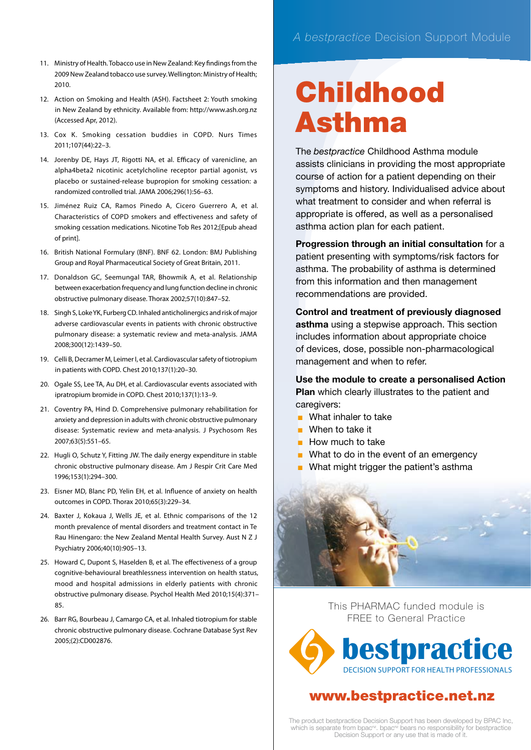11. Ministry of Health. Tobacco use in New Zealand: Key findings from the 2009 New Zealand tobacco use survey. Wellington: Ministry of Health; 2010.
12. Action on Smoking and Health (ASH). Factsheet 2: Youth smoking in New Zealand by ethnicity. Available from: http://www.ash.org.nz (Accessed Apr, 2012).
13. Cox K. Smoking cessation buddies in COPD. Nurs Times 2011;107(44):22–3.
14. Jorenby DE, Hays JT, Rigotti NA, et al. Efficacy of varenicline, an alpha4beta2 nicotinic acetylcholine receptor partial agonist, vs placebo or sustained-release bupropion for smoking cessation: a randomized controlled trial. JAMA 2006;296(1):56–63.
15. Jiménez Ruiz CA, Ramos Pinedo A, Cicero Guerrero A, et al. Characteristics of COPD smokers and effectiveness and safety of smoking cessation medications. Nicotine Tob Res 2012;[Epub ahead of print].
16. British National Formulary (BNF). BNF 62. London: BMJ Publishing Group and Royal Pharmaceutical Society of Great Britain, 2011.
17. Donaldson GC, Seemungal TAR, Bhowmik A, et al. Relationship between exacerbation frequency and lung function decline in chronic obstructive pulmonary disease. Thorax 2002;57(10):847–52.
18. Singh S, Loke YK, Furberg CD. Inhaled anticholinergics and risk of major adverse cardiovascular events in patients with chronic obstructive pulmonary disease: a systematic review and meta-analysis. JAMA 2008;300(12):1439–50.
19. Celli B, Decramer M, Leimer I, et al. Cardiovascular safety of tiotropium in patients with COPD. Chest 2010;137(1):20–30.
20. Ogale SS, Lee TA, Au DH, et al. Cardiovascular events associated with ipratropium bromide in COPD. Chest 2010;137(1):13–9.
21. Coventry PA, Hind D. Comprehensive pulmonary rehabilitation for anxiety and depression in adults with chronic obstructive pulmonary disease: Systematic review and meta-analysis. J Psychosom Res 2007;63(5):551–65.
22. Hugli O, Schutz Y, Fitting JW. The daily energy expenditure in stable chronic obstructive pulmonary disease. Am J Respir Crit Care Med 1996;153(1):294–300.
23. Eisner MD, Blanc PD, Yelin EH, et al. Influence of anxiety on health outcomes in COPD. Thorax 2010;65(3):229–34.
24. Baxter J, Kokaua J, Wells JE, et al. Ethnic comparisons of the 12 month prevalence of mental disorders and treatment contact in Te Rau Hinengaro: the New Zealand Mental Health Survey. Aust N Z J Psychiatry 2006;40(10):905–13.
25. Howard C, Dupont S, Haselden B, et al. The effectiveness of a group cognitive-behavioural breathlessness intervention on health status, mood and hospital admissions in elderly patients with chronic obstructive pulmonary disease. Psychol Health Med 2010;15(4):371–85.
26. Barr RG, Bourbeau J, Camargo CA, et al. Inhaled tiotropium for stable chronic obstructive pulmonary disease. Cochrane Database Syst Rev 2005;(2):CD002876.

*A bestpractice* Decision Support Module

# Childhood Asthma

The *bestpractice* Childhood Asthma module assists clinicians in providing the most appropriate course of action for a patient depending on their symptoms and history. Individualised advice about what treatment to consider and when referral is appropriate is offered, as well as a personalised asthma action plan for each patient.

**Progression through an initial consultation** for a patient presenting with symptoms/risk factors for asthma. The probability of asthma is determined from this information and then management recommendations are provided.

**Control and treatment of previously diagnosed asthma** using a stepwise approach. This section includes information about appropriate choice of devices, dose, possible non-pharmacological management and when to refer.

**Use the module to create a personalised Action Plan** which clearly illustrates to the patient and caregivers:

- What inhaler to take
- When to take it
- How much to take
- What to do in the event of an emergency
- What might trigger the patient's asthma

This PHARMAC funded module is FREE to General Practice

**bestpractice**

DECISION SUPPORT FOR HEALTH PROFESSIONALS

**www.bestpractice.net.nz**

The product bestpractice Decision Support has been developed by BPAC Inc, which is separate from bpac[nz]. bpac[nz] bears no responsibility for bestpractice Decision Support or any use that is made of it.